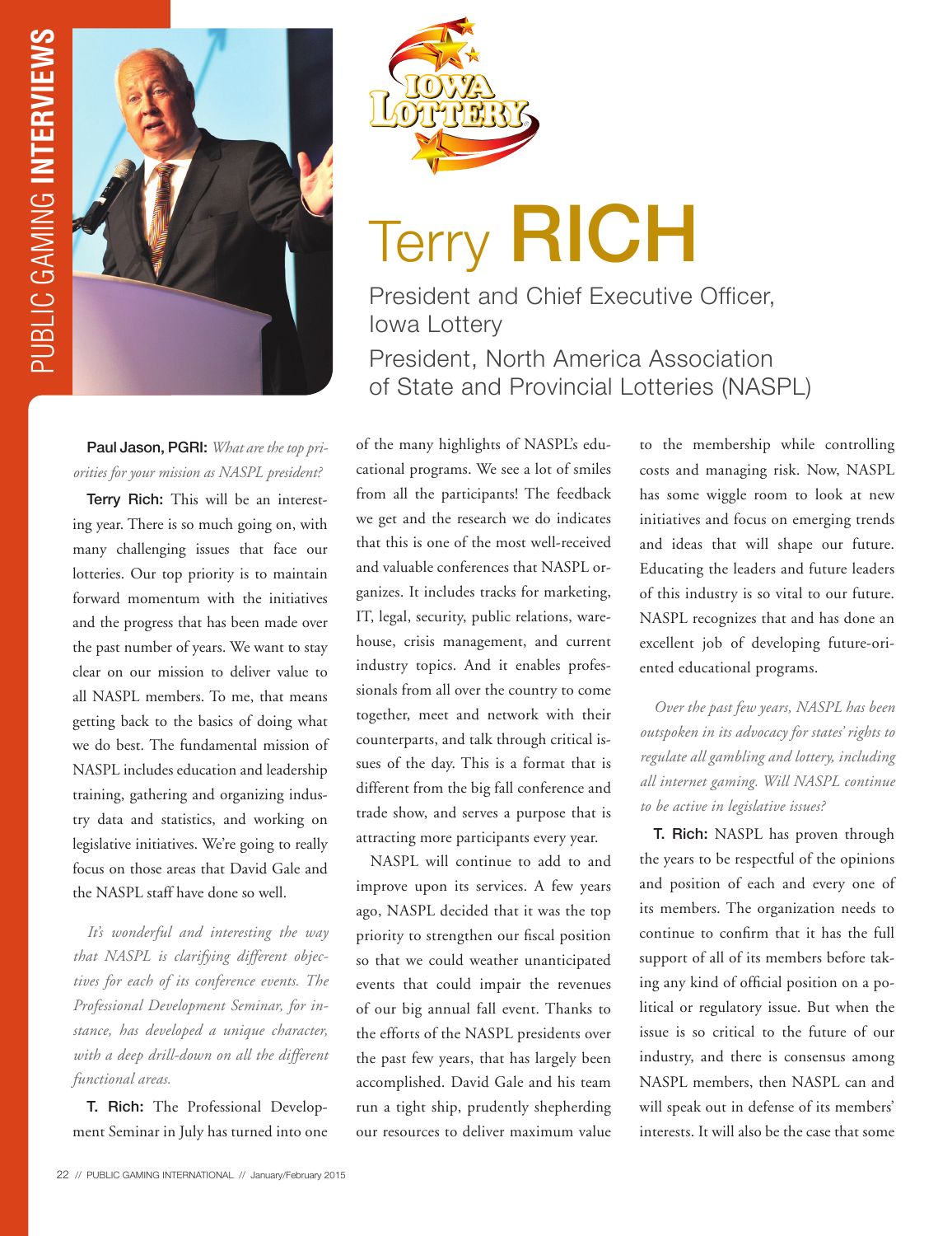# Terry RICH

## President and Chief Executive Officer, Iowa Lottery

## President, North America Association of State and Provincial Lotteries (NASPL)

**Paul Jason, PGRI:** *What are the top priorities for your mission as NASPL president?*

**Terry Rich:** This will be an interesting year. There is so much going on, with many challenging issues that face our lotteries. Our top priority is to maintain forward momentum with the initiatives and the progress that has been made over the past number of years. We want to stay clear on our mission to deliver value to all NASPL members. To me, that means getting back to the basics of doing what we do best. The fundamental mission of NASPL includes education and leadership training, gathering and organizing industry data and statistics, and working on legislative initiatives. We're going to really focus on those areas that David Gale and the NASPL staff have done so well.

*It's wonderful and interesting the way that NASPL is clarifying different objectives for each of its conference events. The Professional Development Seminar, for instance, has developed a unique character, with a deep drill-down on all the different functional areas.*

**T. Rich:** The Professional Development Seminar in July has turned into one of the many highlights of NASPL's educational programs. We see a lot of smiles from all the participants! The feedback we get and the research we do indicates that this is one of the most well-received and valuable conferences that NASPL organizes. It includes tracks for marketing, IT, legal, security, public relations, warehouse, crisis management, and current industry topics. And it enables professionals from all over the country to come together, meet and network with their counterparts, and talk through critical issues of the day. This is a format that is different from the big fall conference and trade show, and serves a purpose that is attracting more participants every year.

NASPL will continue to add to and improve upon its services. A few years ago, NASPL decided that it was the top priority to strengthen our fiscal position so that we could weather unanticipated events that could impair the revenues of our big annual fall event. Thanks to the efforts of the NASPL presidents over the past few years, that has largely been accomplished. David Gale and his team run a tight ship, prudently shepherding our resources to deliver maximum value to the membership while controlling costs and managing risk. Now, NASPL has some wiggle room to look at new initiatives and focus on emerging trends and ideas that will shape our future. Educating the leaders and future leaders of this industry is so vital to our future. NASPL recognizes that and has done an excellent job of developing future-oriented educational programs.

*Over the past few years, NASPL has been outspoken in its advocacy for states' rights to regulate all gambling and lottery, including all internet gaming. Will NASPL continue to be active in legislative issues?*

**T. Rich:** NASPL has proven through the years to be respectful of the opinions and position of each and every one of its members. The organization needs to continue to confirm that it has the full support of all of its members before taking any kind of official position on a political or regulatory issue. But when the issue is so critical to the future of our industry, and there is consensus among NASPL members, then NASPL can and will speak out in defense of its members' interests. It will also be the case that some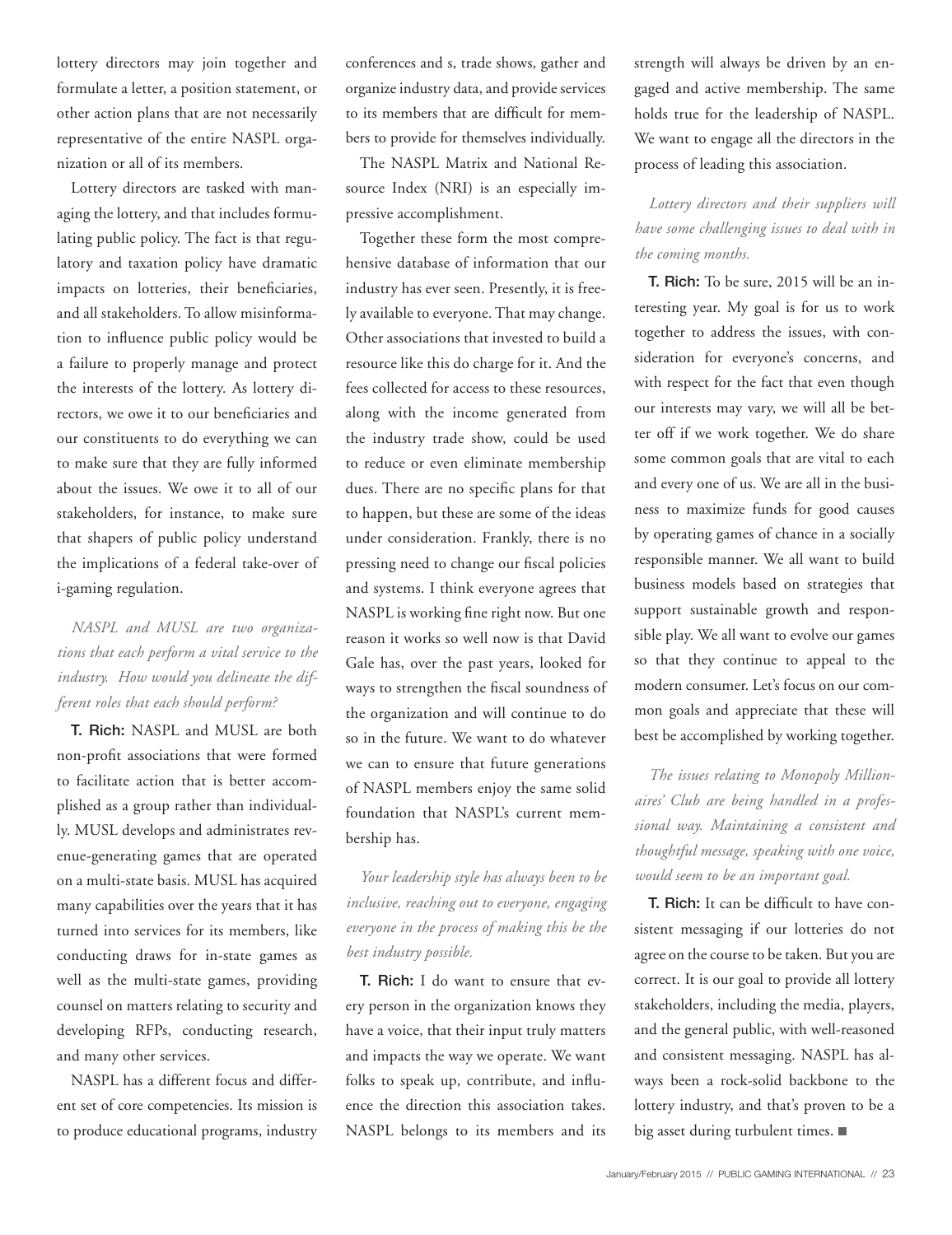lottery directors may join together and formulate a letter, a position statement, or other action plans that are not necessarily representative of the entire NASPL organization or all of its members.

Lottery directors are tasked with managing the lottery, and that includes formulating public policy. The fact is that regulatory and taxation policy have dramatic impacts on lotteries, their beneficiaries, and all stakeholders. To allow misinformation to influence public policy would be a failure to properly manage and protect the interests of the lottery. As lottery directors, we owe it to our beneficiaries and our constituents to do everything we can to make sure that they are fully informed about the issues. We owe it to all of our stakeholders, for instance, to make sure that shapers of public policy understand the implications of a federal take-over of i-gaming regulation.

*NASPL and MUSL are two organizations that each perform a vital service to the industry. How would you delineate the different roles that each should perform?*

**T. Rich:** NASPL and MUSL are both non-profit associations that were formed to facilitate action that is better accomplished as a group rather than individually. MUSL develops and administrates revenue-generating games that are operated on a multi-state basis. MUSL has acquired many capabilities over the years that it has turned into services for its members, like conducting draws for in-state games as well as the multi-state games, providing counsel on matters relating to security and developing RFPs, conducting research, and many other services.

NASPL has a different focus and different set of core competencies. Its mission is to produce educational programs, industry conferences and s, trade shows, gather and organize industry data, and provide services to its members that are difficult for members to provide for themselves individually.

The NASPL Matrix and National Resource Index (NRI) is an especially impressive accomplishment.

Together these form the most comprehensive database of information that our industry has ever seen. Presently, it is freely available to everyone. That may change. Other associations that invested to build a resource like this do charge for it. And the fees collected for access to these resources, along with the income generated from the industry trade show, could be used to reduce or even eliminate membership dues. There are no specific plans for that to happen, but these are some of the ideas under consideration. Frankly, there is no pressing need to change our fiscal policies and systems. I think everyone agrees that NASPL is working fine right now. But one reason it works so well now is that David Gale has, over the past years, looked for ways to strengthen the fiscal soundness of the organization and will continue to do so in the future. We want to do whatever we can to ensure that future generations of NASPL members enjoy the same solid foundation that NASPL's current membership has.

*Your leadership style has always been to be inclusive, reaching out to everyone, engaging everyone in the process of making this be the best industry possible.*

**T. Rich:** I do want to ensure that every person in the organization knows they have a voice, that their input truly matters and impacts the way we operate. We want folks to speak up, contribute, and influence the direction this association takes. NASPL belongs to its members and its strength will always be driven by an engaged and active membership. The same holds true for the leadership of NASPL. We want to engage all the directors in the process of leading this association.

*Lottery directors and their suppliers will have some challenging issues to deal with in the coming months.*

**T. Rich:** To be sure, 2015 will be an interesting year. My goal is for us to work together to address the issues, with consideration for everyone's concerns, and with respect for the fact that even though our interests may vary, we will all be better off if we work together. We do share some common goals that are vital to each and every one of us. We are all in the business to maximize funds for good causes by operating games of chance in a socially responsible manner. We all want to build business models based on strategies that support sustainable growth and responsible play. We all want to evolve our games so that they continue to appeal to the modern consumer. Let's focus on our common goals and appreciate that these will best be accomplished by working together.

*The issues relating to Monopoly Millionaires' Club are being handled in a professional way. Maintaining a consistent and thoughtful message, speaking with one voice, would seem to be an important goal.*

**T. Rich:** It can be difficult to have consistent messaging if our lotteries do not agree on the course to be taken. But you are correct. It is our goal to provide all lottery stakeholders, including the media, players, and the general public, with well-reasoned and consistent messaging. NASPL has always been a rock-solid backbone to the lottery industry, and that's proven to be a big asset during turbulent times. ■